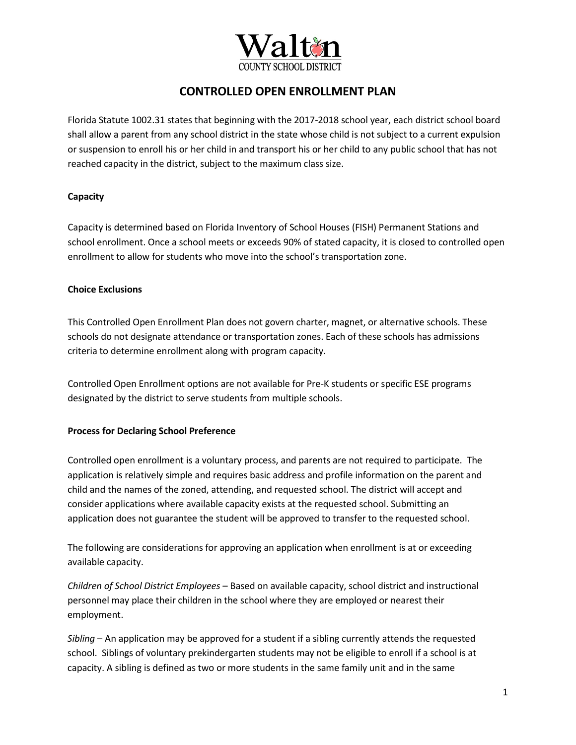Walton County School District

# CONTROLLED OPEN ENROLLMENT PLAN

Florida Statute 1002.31 states that beginning with the 2017-2018 school year, each district school board shall allow a parent from any school district in the state whose child is not subject to a current expulsion or suspension to enroll his or her child in and transport his or her child to any public school that has not reached capacity in the district, subject to the maximum class size.

**Capacity**

Capacity is determined based on Florida Inventory of School Houses (FISH) Permanent Stations and school enrollment. Once a school meets or exceeds 90% of stated capacity, it is closed to controlled open enrollment to allow for students who move into the school's transportation zone.

**Choice Exclusions**

This Controlled Open Enrollment Plan does not govern charter, magnet, or alternative schools. These schools do not designate attendance or transportation zones. Each of these schools has admissions criteria to determine enrollment along with program capacity.

Controlled Open Enrollment options are not available for Pre-K students or specific ESE programs designated by the district to serve students from multiple schools.

**Process for Declaring School Preference**

Controlled open enrollment is a voluntary process, and parents are not required to participate. The application is relatively simple and requires basic address and profile information on the parent and child and the names of the zoned, attending, and requested school. The district will accept and consider applications where available capacity exists at the requested school. Submitting an application does not guarantee the student will be approved to transfer to the requested school.

The following are considerations for approving an application when enrollment is at or exceeding available capacity.

*Children of School District Employees* – Based on available capacity, school district and instructional personnel may place their children in the school where they are employed or nearest their employment.

*Sibling* – An application may be approved for a student if a sibling currently attends the requested school. Siblings of voluntary prekindergarten students may not be eligible to enroll if a school is at capacity. A sibling is defined as two or more students in the same family unit and in the same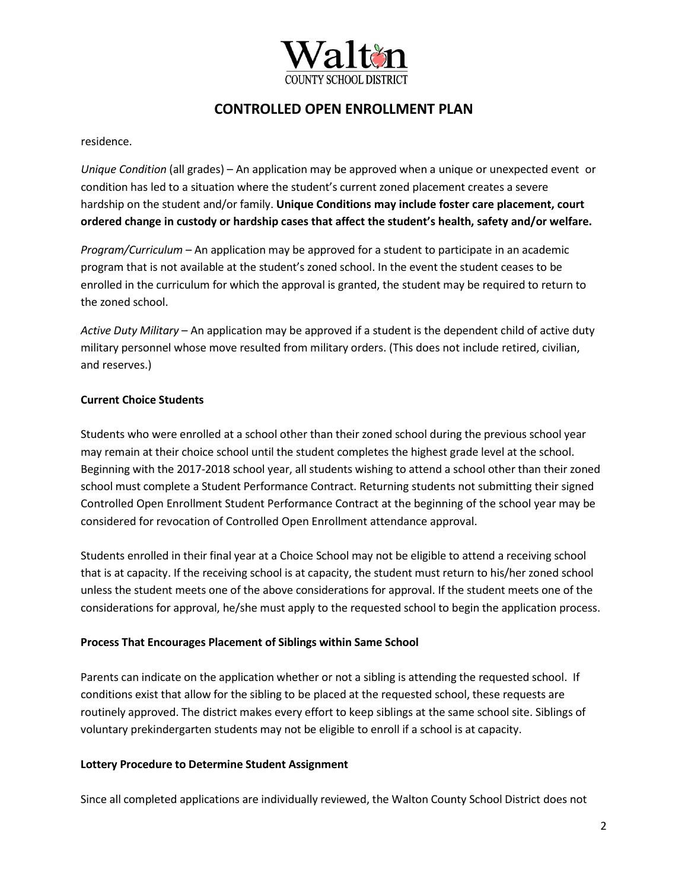residence.

*Unique Condition* (all grades) – An application may be approved when a unique or unexpected event or condition has led to a situation where the student's current zoned placement creates a severe hardship on the student and/or family. **Unique Conditions may include foster care placement, court ordered change in custody or hardship cases that affect the student's health, safety and/or welfare.**

*Program/Curriculum* – An application may be approved for a student to participate in an academic program that is not available at the student's zoned school. In the event the student ceases to be enrolled in the curriculum for which the approval is granted, the student may be required to return to the zoned school.

*Active Duty Military* – An application may be approved if a student is the dependent child of active duty military personnel whose move resulted from military orders. (This does not include retired, civilian, and reserves.)

**Current Choice Students**

Students who were enrolled at a school other than their zoned school during the previous school year may remain at their choice school until the student completes the highest grade level at the school. Beginning with the 2017-2018 school year, all students wishing to attend a school other than their zoned school must complete a Student Performance Contract. Returning students not submitting their signed Controlled Open Enrollment Student Performance Contract at the beginning of the school year may be considered for revocation of Controlled Open Enrollment attendance approval.

Students enrolled in their final year at a Choice School may not be eligible to attend a receiving school that is at capacity. If the receiving school is at capacity, the student must return to his/her zoned school unless the student meets one of the above considerations for approval. If the student meets one of the considerations for approval, he/she must apply to the requested school to begin the application process.

**Process That Encourages Placement of Siblings within Same School**

Parents can indicate on the application whether or not a sibling is attending the requested school. If conditions exist that allow for the sibling to be placed at the requested school, these requests are routinely approved. The district makes every effort to keep siblings at the same school site. Siblings of voluntary prekindergarten students may not be eligible to enroll if a school is at capacity.

**Lottery Procedure to Determine Student Assignment**

Since all completed applications are individually reviewed, the Walton County School District does not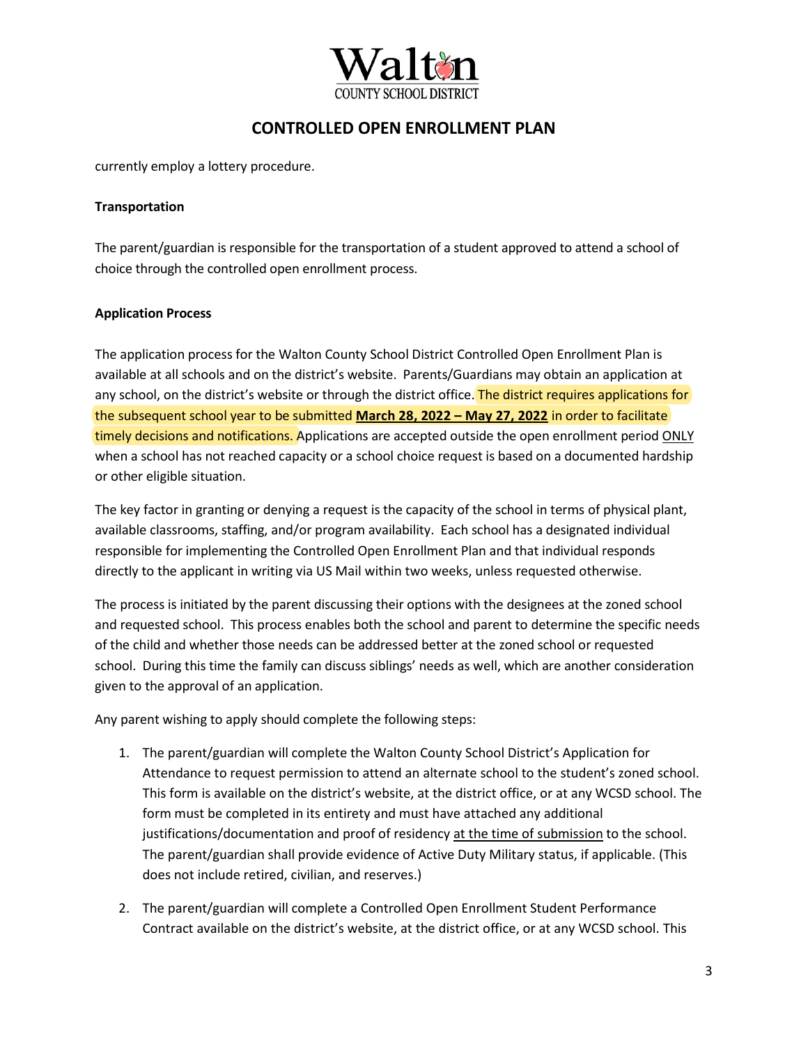currently employ a lottery procedure.

**Transportation**

The parent/guardian is responsible for the transportation of a student approved to attend a school of choice through the controlled open enrollment process.

**Application Process**

The application process for the Walton County School District Controlled Open Enrollment Plan is available at all schools and on the district's website. Parents/Guardians may obtain an application at any school, on the district's website or through the district office. The district requires applications for the subsequent school year to be submitted **March 28, 2022 – May 27, 2022** in order to facilitate timely decisions and notifications. Applications are accepted outside the open enrollment period ONLY when a school has not reached capacity or a school choice request is based on a documented hardship or other eligible situation.

The key factor in granting or denying a request is the capacity of the school in terms of physical plant, available classrooms, staffing, and/or program availability. Each school has a designated individual responsible for implementing the Controlled Open Enrollment Plan and that individual responds directly to the applicant in writing via US Mail within two weeks, unless requested otherwise.

The process is initiated by the parent discussing their options with the designees at the zoned school and requested school. This process enables both the school and parent to determine the specific needs of the child and whether those needs can be addressed better at the zoned school or requested school. During this time the family can discuss siblings' needs as well, which are another consideration given to the approval of an application.

Any parent wishing to apply should complete the following steps:

1. The parent/guardian will complete the Walton County School District's Application for Attendance to request permission to attend an alternate school to the student's zoned school. This form is available on the district's website, at the district office, or at any WCSD school. The form must be completed in its entirety and must have attached any additional justifications/documentation and proof of residency at the time of submission to the school. The parent/guardian shall provide evidence of Active Duty Military status, if applicable. (This does not include retired, civilian, and reserves.)
2. The parent/guardian will complete a Controlled Open Enrollment Student Performance Contract available on the district's website, at the district office, or at any WCSD school. This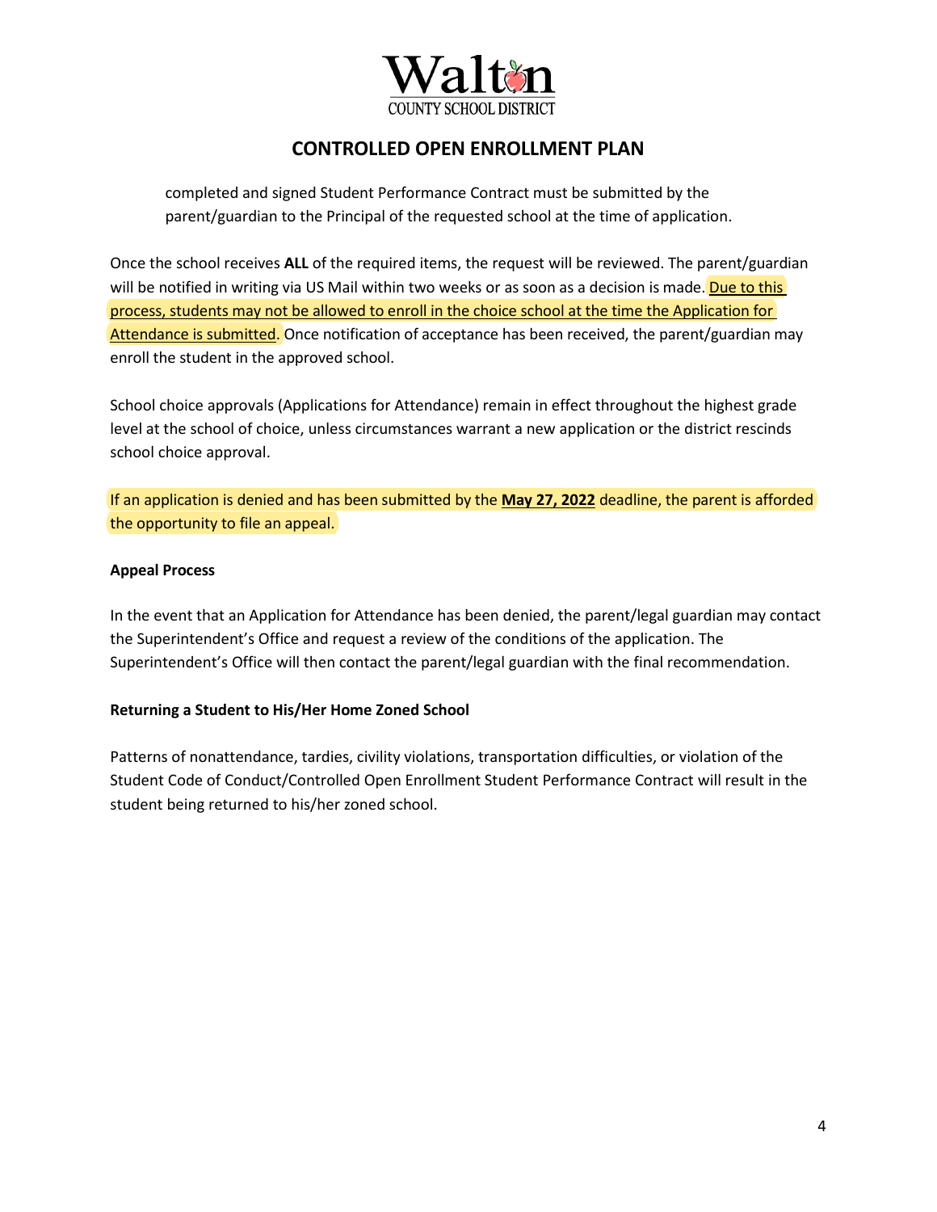# CONTROLLED OPEN ENROLLMENT PLAN

completed and signed Student Performance Contract must be submitted by the parent/guardian to the Principal of the requested school at the time of application.

Once the school receives **ALL** of the required items, the request will be reviewed. The parent/guardian will be notified in writing via US Mail within two weeks or as soon as a decision is made. Due to this process, students may not be allowed to enroll in the choice school at the time the Application for Attendance is submitted. Once notification of acceptance has been received, the parent/guardian may enroll the student in the approved school.

School choice approvals (Applications for Attendance) remain in effect throughout the highest grade level at the school of choice, unless circumstances warrant a new application or the district rescinds school choice approval.

If an application is denied and has been submitted by the **May 27, 2022** deadline, the parent is afforded the opportunity to file an appeal.

**Appeal Process**

In the event that an Application for Attendance has been denied, the parent/legal guardian may contact the Superintendent's Office and request a review of the conditions of the application. The Superintendent's Office will then contact the parent/legal guardian with the final recommendation.

**Returning a Student to His/Her Home Zoned School**

Patterns of nonattendance, tardies, civility violations, transportation difficulties, or violation of the Student Code of Conduct/Controlled Open Enrollment Student Performance Contract will result in the student being returned to his/her zoned school.